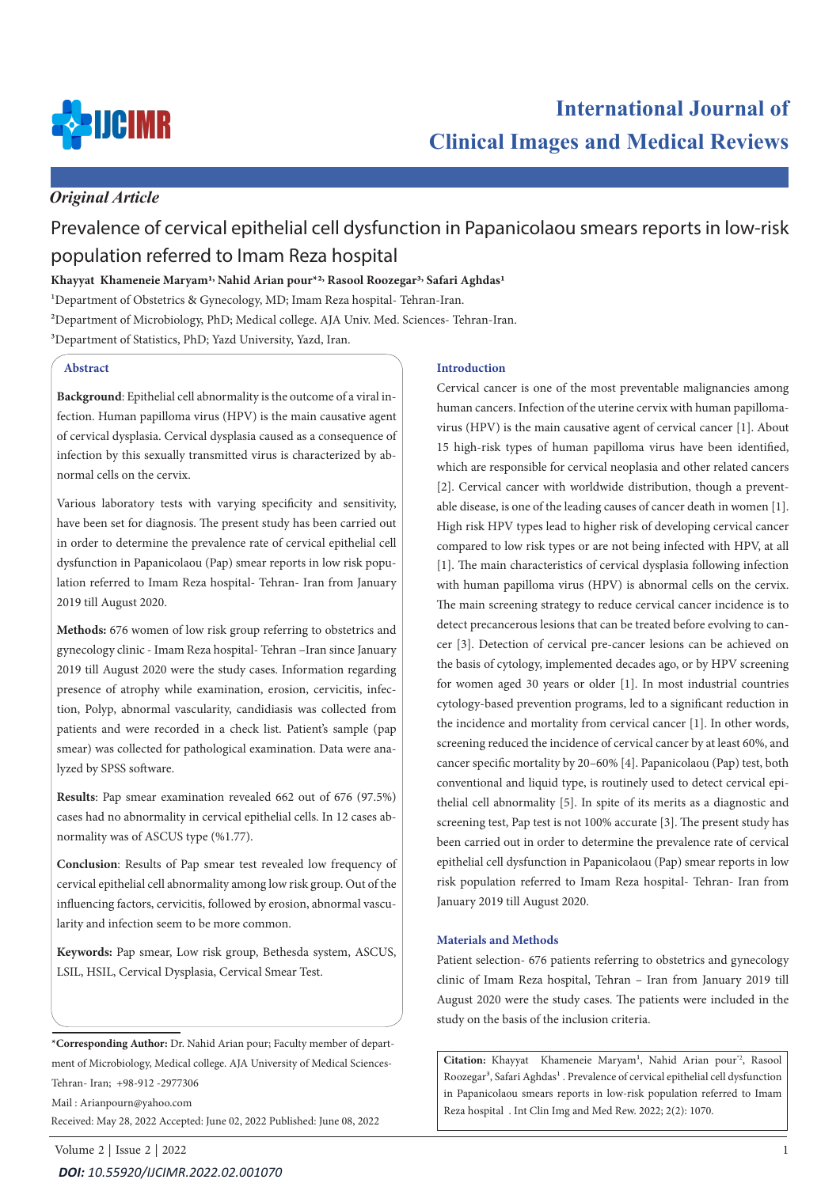*Original Article*

# Prevalence of cervical epithelial cell dysfunction in Papanicolaou smears reports in low-risk population referred to Imam Reza hospital

**Khayyat Khameneie Maryam[1], Nahid Arian pour*[2], Rasool Roozegar[3], Safari Aghdas[1]**

[1]Department of Obstetrics & Gynecology, MD; Imam Reza hospital- Tehran-Iran.

[2]Department of Microbiology, PhD; Medical college. AJA Univ. Med. Sciences- Tehran-Iran.

[3]Department of Statistics, PhD; Yazd University, Yazd, Iran.

## Abstract

**Background**: Epithelial cell abnormality is the outcome of a viral infection. Human papilloma virus (HPV) is the main causative agent of cervical dysplasia. Cervical dysplasia caused as a consequence of infection by this sexually transmitted virus is characterized by abnormal cells on the cervix.

Various laboratory tests with varying specificity and sensitivity, have been set for diagnosis. The present study has been carried out in order to determine the prevalence rate of cervical epithelial cell dysfunction in Papanicolaou (Pap) smear reports in low risk population referred to Imam Reza hospital- Tehran- Iran from January 2019 till August 2020.

**Methods:** 676 women of low risk group referring to obstetrics and gynecology clinic - Imam Reza hospital- Tehran –Iran since January 2019 till August 2020 were the study cases. Information regarding presence of atrophy while examination, erosion, cervicitis, infection, Polyp, abnormal vascularity, candidiasis was collected from patients and were recorded in a check list. Patient's sample (pap smear) was collected for pathological examination. Data were analyzed by SPSS software.

**Results**: Pap smear examination revealed 662 out of 676 (97.5%) cases had no abnormality in cervical epithelial cells. In 12 cases abnormality was of ASCUS type (%1.77).

**Conclusion**: Results of Pap smear test revealed low frequency of cervical epithelial cell abnormality among low risk group. Out of the influencing factors, cervicitis, followed by erosion, abnormal vascularity and infection seem to be more common.

**Keywords:** Pap smear, Low risk group, Bethesda system, ASCUS, LSIL, HSIL, Cervical Dysplasia, Cervical Smear Test.

*Corresponding Author:** Dr. Nahid Arian pour; Faculty member of department of Microbiology, Medical college. AJA University of Medical Sciences-Tehran- Iran; +98-912 -2977306

Mail : Arianpourn@yahoo.com

Received: May 28, 2022 Accepted: June 02, 2022 Published: June 08, 2022

## Introduction

Cervical cancer is one of the most preventable malignancies among human cancers. Infection of the uterine cervix with human papillomavirus (HPV) is the main causative agent of cervical cancer [1]. About 15 high-risk types of human papilloma virus have been identified, which are responsible for cervical neoplasia and other related cancers [2]. Cervical cancer with worldwide distribution, though a preventable disease, is one of the leading causes of cancer death in women [1]. High risk HPV types lead to higher risk of developing cervical cancer compared to low risk types or are not being infected with HPV, at all [1]. The main characteristics of cervical dysplasia following infection with human papilloma virus (HPV) is abnormal cells on the cervix. The main screening strategy to reduce cervical cancer incidence is to detect precancerous lesions that can be treated before evolving to cancer [3]. Detection of cervical pre-cancer lesions can be achieved on the basis of cytology, implemented decades ago, or by HPV screening for women aged 30 years or older [1]. In most industrial countries cytology-based prevention programs, led to a significant reduction in the incidence and mortality from cervical cancer [1]. In other words, screening reduced the incidence of cervical cancer by at least 60%, and cancer specific mortality by 20–60% [4]. Papanicolaou (Pap) test, both conventional and liquid type, is routinely used to detect cervical epithelial cell abnormality [5]. In spite of its merits as a diagnostic and screening test, Pap test is not 100% accurate [3]. The present study has been carried out in order to determine the prevalence rate of cervical epithelial cell dysfunction in Papanicolaou (Pap) smear reports in low risk population referred to Imam Reza hospital- Tehran- Iran from January 2019 till August 2020.

## Materials and Methods

Patient selection- 676 patients referring to obstetrics and gynecology clinic of Imam Reza hospital, Tehran – Iran from January 2019 till August 2020 were the study cases. The patients were included in the study on the basis of the inclusion criteria.

**Citation:** Khayyat Khameneie Maryam[1], Nahid Arian pour*[2], Rasool Roozegar[3], Safari Aghdas[1] . Prevalence of cervical epithelial cell dysfunction in Papanicolaou smears reports in low-risk population referred to Imam Reza hospital . Int Clin Img and Med Rew. 2022; 2(2): 1070.

*DOI: 10.55920/IJCIMR.2022.02.001070*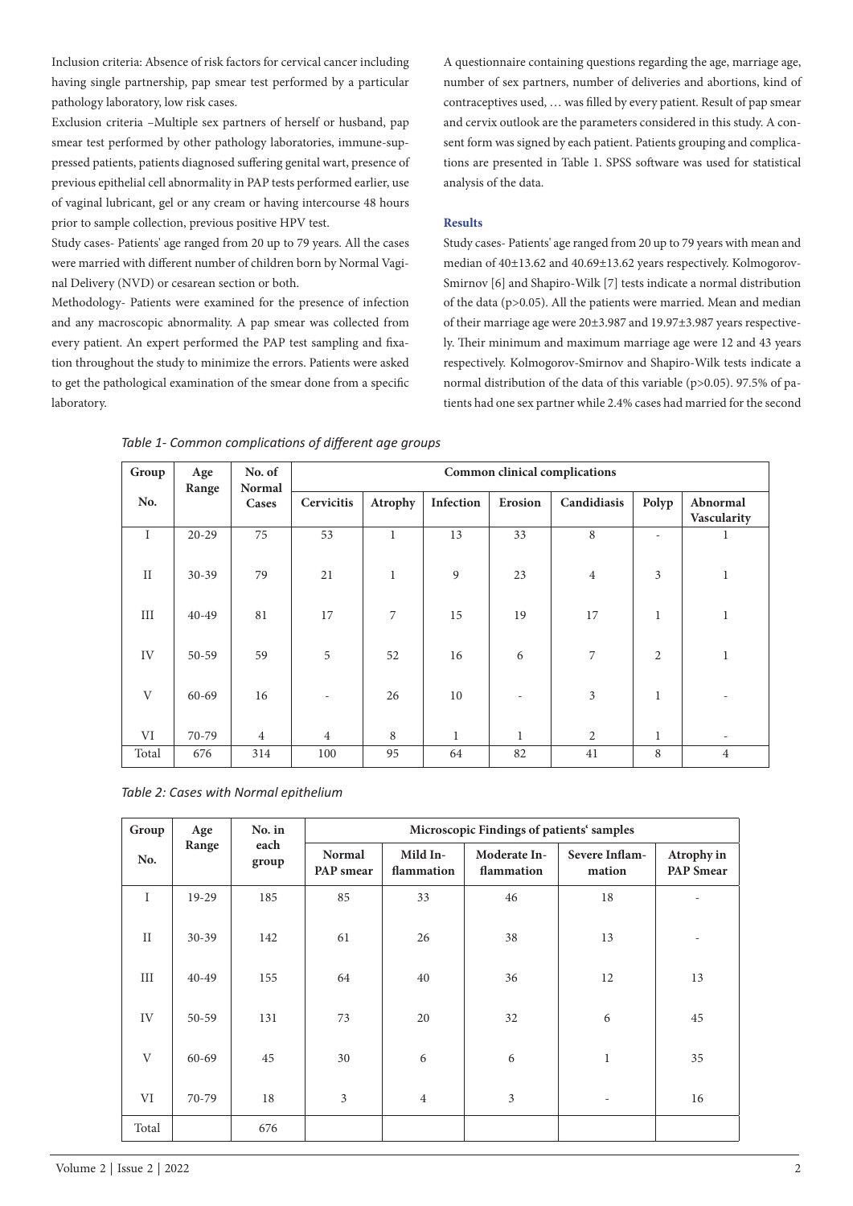Inclusion criteria: Absence of risk factors for cervical cancer including having single partnership, pap smear test performed by a particular pathology laboratory, low risk cases.

Exclusion criteria –Multiple sex partners of herself or husband, pap smear test performed by other pathology laboratories, immune-suppressed patients, patients diagnosed suffering genital wart, presence of previous epithelial cell abnormality in PAP tests performed earlier, use of vaginal lubricant, gel or any cream or having intercourse 48 hours prior to sample collection, previous positive HPV test.

Study cases- Patients' age ranged from 20 up to 79 years. All the cases were married with different number of children born by Normal Vaginal Delivery (NVD) or cesarean section or both.

Methodology- Patients were examined for the presence of infection and any macroscopic abnormality. A pap smear was collected from every patient. An expert performed the PAP test sampling and fixation throughout the study to minimize the errors. Patients were asked to get the pathological examination of the smear done from a specific laboratory.

A questionnaire containing questions regarding the age, marriage age, number of sex partners, number of deliveries and abortions, kind of contraceptives used, … was filled by every patient. Result of pap smear and cervix outlook are the parameters considered in this study. A consent form was signed by each patient. Patients grouping and complications are presented in Table 1. SPSS software was used for statistical analysis of the data.

### Results

Study cases- Patients' age ranged from 20 up to 79 years with mean and median of 40±13.62 and 40.69±13.62 years respectively. Kolmogorov-Smirnov [6] and Shapiro-Wilk [7] tests indicate a normal distribution of the data ($p>0.05$). All the patients were married. Mean and median of their marriage age were 20±3.987 and 19.97±3.987 years respectively. Their minimum and maximum marriage age were 12 and 43 years respectively. Kolmogorov-Smirnov and Shapiro-Wilk tests indicate a normal distribution of the data of this variable ($p>0.05$). 97.5% of patients had one sex partner while 2.4% cases had married for the second

*Table 1- Common complications of different age groups*

| Group No. | Age Range | No. of Normal Cases | Common clinical complications | | | | | | |
|---|---|---|---|---|---|---|---|---|---|
| | | | Cervicitis | Atrophy | Infection | Erosion | Candidiasis | Polyp | Abnormal Vascularity |
| I | 20-29 | 75 | 53 | 1 | 13 | 33 | 8 | - | 1 |
| II | 30-39 | 79 | 21 | 1 | 9 | 23 | 4 | 3 | 1 |
| III | 40-49 | 81 | 17 | 7 | 15 | 19 | 17 | 1 | 1 |
| IV | 50-59 | 59 | 5 | 52 | 16 | 6 | 7 | 2 | 1 |
| V | 60-69 | 16 | - | 26 | 10 | - | 3 | 1 | - |
| VI | 70-79 | 4 | 4 | 8 | 1 | 1 | 2 | 1 | - |
| Total | 676 | 314 | 100 | 95 | 64 | 82 | 41 | 8 | 4 |

*Table 2: Cases with Normal epithelium*

| Group No. | Age Range | No. in each group | Microscopic Findings of patients' samples | | | | |
|---|---|---|---|---|---|---|---|
| | | | Normal PAP smear | Mild Inflammation | Moderate Inflammation | Severe Inflammation | Atrophy in PAP Smear |
| I | 19-29 | 185 | 85 | 33 | 46 | 18 | - |
| II | 30-39 | 142 | 61 | 26 | 38 | 13 | - |
| III | 40-49 | 155 | 64 | 40 | 36 | 12 | 13 |
| IV | 50-59 | 131 | 73 | 20 | 32 | 6 | 45 |
| V | 60-69 | 45 | 30 | 6 | 6 | 1 | 35 |
| VI | 70-79 | 18 | 3 | 4 | 3 | - | 16 |
| Total | | 676 | | | | | |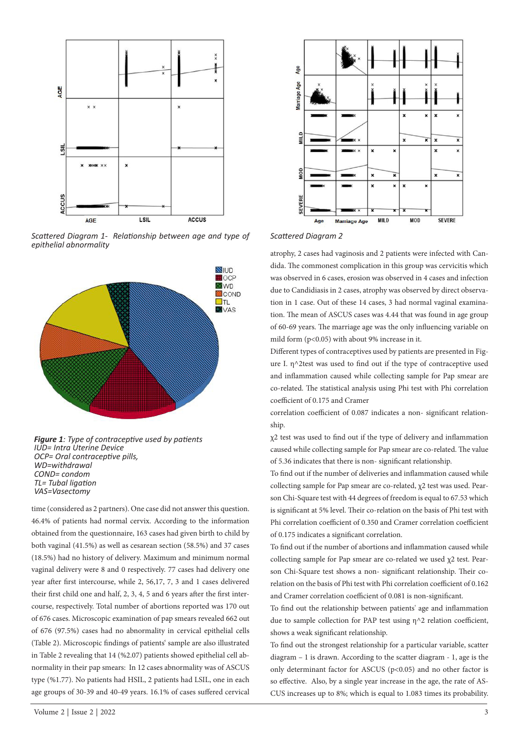*Scattered Diagram 1- Relationship between age and type of epithelial abnormality*

***Figure 1**: Type of contraceptive used by patients*
*IUD= Intra Uterine Device*
*OCP= Oral contraceptive pills,*
*WD=withdrawal*
*COND= condom*
*TL= Tubal ligation*
*VAS=Vasectomy*

time (considered as 2 partners). One case did not answer this question. 46.4% of patients had normal cervix. According to the information obtained from the questionnaire, 163 cases had given birth to child by both vaginal (41.5%) as well as cesarean section (58.5%) and 37 cases (18.5%) had no history of delivery. Maximum and minimum normal vaginal delivery were 8 and 0 respectively. 77 cases had delivery one year after first intercourse, while 2, 56,17, 7, 3 and 1 cases delivered their first child one and half, 2, 3, 4, 5 and 6 years after the first intercourse, respectively. Total number of abortions reported was 170 out of 676 cases. Microscopic examination of pap smears revealed 662 out of 676 (97.5%) cases had no abnormality in cervical epithelial cells (Table 2). Microscopic findings of patients' sample are also illustrated in Table 2 revealing that 14 (%2.07) patients showed epithelial cell abnormality in their pap smears: In 12 cases abnormality was of ASCUS type (%1.77). No patients had HSIL, 2 patients had LSIL, one in each age groups of 30-39 and 40-49 years. 16.1% of cases suffered cervical

*Scattered Diagram 2*

atrophy, 2 cases had vaginosis and 2 patients were infected with Candida. The commonest complication in this group was cervicitis which was observed in 6 cases, erosion was observed in 4 cases and infection due to Candidiasis in 2 cases, atrophy was observed by direct observation in 1 case. Out of these 14 cases, 3 had normal vaginal examination. The mean of ASCUS cases was 4.44 that was found in age group of 60-69 years. The marriage age was the only influencing variable on mild form ($p<0.05$) with about 9% increase in it.

Different types of contraceptives used by patients are presented in Figure I. $\eta^2$test was used to find out if the type of contraceptive used and inflammation caused while collecting sample for Pap smear are co-related. The statistical analysis using Phi test with Phi correlation coefficient of 0.175 and Cramer

correlation coefficient of 0.087 indicates a non- significant relationship.

$\chi^2$ test was used to find out if the type of delivery and inflammation caused while collecting sample for Pap smear are co-related. The value of 5.36 indicates that there is non- significant relationship.

To find out if the number of deliveries and inflammation caused while collecting sample for Pap smear are co-related, $\chi^2$ test was used. Pearson Chi-Square test with 44 degrees of freedom is equal to 67.53 which is significant at 5% level. Their co-relation on the basis of Phi test with Phi correlation coefficient of 0.350 and Cramer correlation coefficient of 0.175 indicates a significant correlation.

To find out if the number of abortions and inflammation caused while collecting sample for Pap smear are co-related we used $\chi^2$ test. Pearson Chi-Square test shows a non- significant relationship. Their co-relation on the basis of Phi test with Phi correlation coefficient of 0.162 and Cramer correlation coefficient of 0.081 is non-significant.

To find out the relationship between patients' age and inflammation due to sample collection for PAP test using $\eta^2$ relation coefficient, shows a weak significant relationship.

To find out the strongest relationship for a particular variable, scatter diagram – 1 is drawn. According to the scatter diagram - 1, age is the only determinant factor for ASCUS ($p<0.05$) and no other factor is so effective. Also, by a single year increase in the age, the rate of ASCUS increases up to 8%; which is equal to 1.083 times its probability.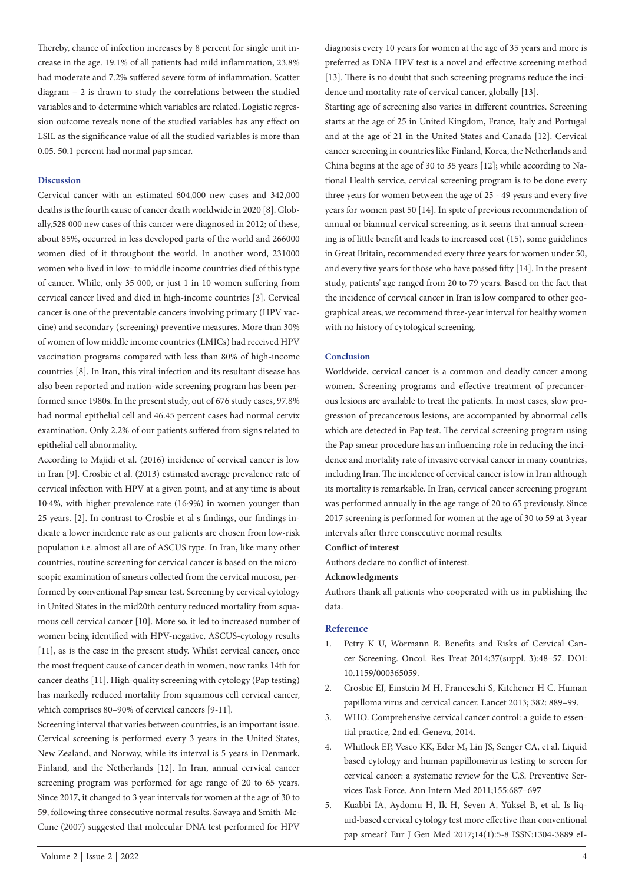Thereby, chance of infection increases by 8 percent for single unit increase in the age. 19.1% of all patients had mild inflammation, 23.8% had moderate and 7.2% suffered severe form of inflammation. Scatter diagram – 2 is drawn to study the correlations between the studied variables and to determine which variables are related. Logistic regression outcome reveals none of the studied variables has any effect on LSIL as the significance value of all the studied variables is more than 0.05. 50.1 percent had normal pap smear.

## Discussion

Cervical cancer with an estimated 604,000 new cases and 342,000 deaths is the fourth cause of cancer death worldwide in 2020 [8]. Globally,528 000 new cases of this cancer were diagnosed in 2012; of these, about 85%, occurred in less developed parts of the world and 266000 women died of it throughout the world. In another word, 231000 women who lived in low- to middle income countries died of this type of cancer. While, only 35 000, or just 1 in 10 women suffering from cervical cancer lived and died in high-income countries [3]. Cervical cancer is one of the preventable cancers involving primary (HPV vaccine) and secondary (screening) preventive measures. More than 30% of women of low middle income countries (LMICs) had received HPV vaccination programs compared with less than 80% of high-income countries [8]. In Iran, this viral infection and its resultant disease has also been reported and nation-wide screening program has been performed since 1980s. In the present study, out of 676 study cases, 97.8% had normal epithelial cell and 46.45 percent cases had normal cervix examination. Only 2.2% of our patients suffered from signs related to epithelial cell abnormality.

According to Majidi et al. (2016) incidence of cervical cancer is low in Iran [9]. Crosbie et al. (2013) estimated average prevalence rate of cervical infection with HPV at a given point, and at any time is about 10·4%, with higher prevalence rate (16·9%) in women younger than 25 years. [2]. In contrast to Crosbie et al s findings, our findings indicate a lower incidence rate as our patients are chosen from low-risk population i.e. almost all are of ASCUS type. In Iran, like many other countries, routine screening for cervical cancer is based on the microscopic examination of smears collected from the cervical mucosa, performed by conventional Pap smear test. Screening by cervical cytology in United States in the mid20th century reduced mortality from squamous cell cervical cancer [10]. More so, it led to increased number of women being identified with HPV-negative, ASCUS-cytology results [11], as is the case in the present study. Whilst cervical cancer, once the most frequent cause of cancer death in women, now ranks 14th for cancer deaths [11]. High-quality screening with cytology (Pap testing) has markedly reduced mortality from squamous cell cervical cancer, which comprises 80–90% of cervical cancers [9-11].

Screening interval that varies between countries, is an important issue. Cervical screening is performed every 3 years in the United States, New Zealand, and Norway, while its interval is 5 years in Denmark, Finland, and the Netherlands [12]. In Iran, annual cervical cancer screening program was performed for age range of 20 to 65 years. Since 2017, it changed to 3 year intervals for women at the age of 30 to 59, following three consecutive normal results. Sawaya and Smith-McCune (2007) suggested that molecular DNA test performed for HPV diagnosis every 10 years for women at the age of 35 years and more is preferred as DNA HPV test is a novel and effective screening method [13]. There is no doubt that such screening programs reduce the incidence and mortality rate of cervical cancer, globally [13].

Starting age of screening also varies in different countries. Screening starts at the age of 25 in United Kingdom, France, Italy and Portugal and at the age of 21 in the United States and Canada [12]. Cervical cancer screening in countries like Finland, Korea, the Netherlands and China begins at the age of 30 to 35 years [12]; while according to National Health service, cervical screening program is to be done every three years for women between the age of 25 - 49 years and every five years for women past 50 [14]. In spite of previous recommendation of annual or biannual cervical screening, as it seems that annual screening is of little benefit and leads to increased cost (15), some guidelines in Great Britain, recommended every three years for women under 50, and every five years for those who have passed fifty [14]. In the present study, patients' age ranged from 20 to 79 years. Based on the fact that the incidence of cervical cancer in Iran is low compared to other geographical areas, we recommend three-year interval for healthy women with no history of cytological screening.

## Conclusion

Worldwide, cervical cancer is a common and deadly cancer among women. Screening programs and effective treatment of precancerous lesions are available to treat the patients. In most cases, slow progression of precancerous lesions, are accompanied by abnormal cells which are detected in Pap test. The cervical screening program using the Pap smear procedure has an influencing role in reducing the incidence and mortality rate of invasive cervical cancer in many countries, including Iran. The incidence of cervical cancer is low in Iran although its mortality is remarkable. In Iran, cervical cancer screening program was performed annually in the age range of 20 to 65 previously. Since 2017 screening is performed for women at the age of 30 to 59 at 3 year intervals after three consecutive normal results.

**Conflict of interest**

Authors declare no conflict of interest.

**Acknowledgments**

Authors thank all patients who cooperated with us in publishing the data.

## Reference

1. Petry K U, Wörmann B. Benefits and Risks of Cervical Cancer Screening. Oncol. Res Treat 2014;37(suppl. 3):48–57. DOI: 10.1159/000365059.
2. Crosbie EJ, Einstein M H, Franceschi S, Kitchener H C. Human papilloma virus and cervical cancer. Lancet 2013; 382: 889–99.
3. WHO. Comprehensive cervical cancer control: a guide to essential practice, 2nd ed. Geneva, 2014.
4. Whitlock EP, Vesco KK, Eder M, Lin JS, Senger CA, et al. Liquid based cytology and human papillomavirus testing to screen for cervical cancer: a systematic review for the U.S. Preventive Services Task Force. Ann Intern Med 2011;155:687–697
5. Kuabbi IA, Aydomu H, Ik H, Seven A, Yüksel B, et al. Is liquid-based cervical cytology test more effective than conventional pap smear? Eur J Gen Med 2017;14(1):5-8 ISSN:1304-3889 eI-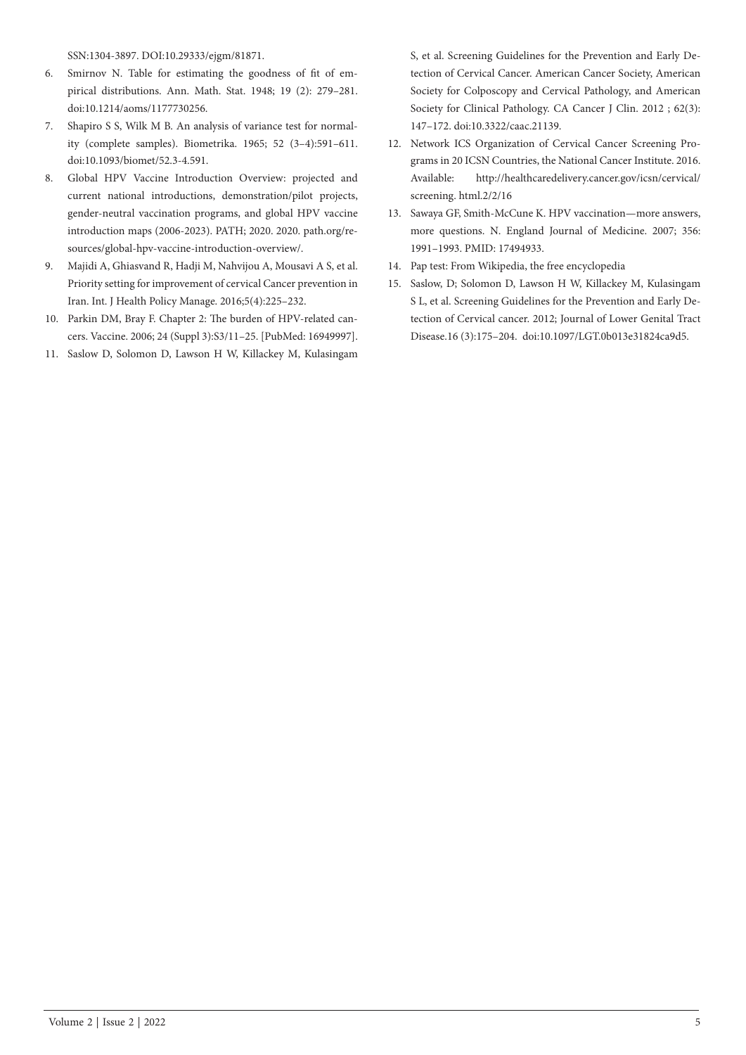SSN:1304-3897. DOI:10.29333/ejgm/81871.

6. Smirnov N. Table for estimating the goodness of fit of empirical distributions. Ann. Math. Stat. 1948; 19 (2): 279–281. doi:10.1214/aoms/1177730256.
7. Shapiro S S, Wilk M B. An analysis of variance test for normality (complete samples). Biometrika. 1965; 52 (3–4):591–611. doi:10.1093/biomet/52.3-4.591.
8. Global HPV Vaccine Introduction Overview: projected and current national introductions, demonstration/pilot projects, gender-neutral vaccination programs, and global HPV vaccine introduction maps (2006-2023). PATH; 2020. 2020. path.org/resources/global-hpv-vaccine-introduction-overview/.
9. Majidi A, Ghiasvand R, Hadji M, Nahvijou A, Mousavi A S, et al. Priority setting for improvement of cervical Cancer prevention in Iran. Int. J Health Policy Manage. 2016;5(4):225–232.
10. Parkin DM, Bray F. Chapter 2: The burden of HPV-related cancers. Vaccine. 2006; 24 (Suppl 3):S3/11–25. [PubMed: 16949997].
11. Saslow D, Solomon D, Lawson H W, Killackey M, Kulasingam S, et al. Screening Guidelines for the Prevention and Early Detection of Cervical Cancer. American Cancer Society, American Society for Colposcopy and Cervical Pathology, and American Society for Clinical Pathology. CA Cancer J Clin. 2012 ; 62(3): 147–172. doi:10.3322/caac.21139.
12. Network ICS Organization of Cervical Cancer Screening Programs in 20 ICSN Countries, the National Cancer Institute. 2016. Available: http://healthcaredelivery.cancer.gov/icsn/cervical/screening. html.2/2/16
13. Sawaya GF, Smith-McCune K. HPV vaccination—more answers, more questions. N. England Journal of Medicine. 2007; 356: 1991–1993. PMID: 17494933.
14. Pap test: From Wikipedia, the free encyclopedia
15. Saslow, D; Solomon D, Lawson H W, Killackey M, Kulasingam S L, et al. Screening Guidelines for the Prevention and Early Detection of Cervical cancer. 2012; Journal of Lower Genital Tract Disease.16 (3):175–204. doi:10.1097/LGT.0b013e31824ca9d5.